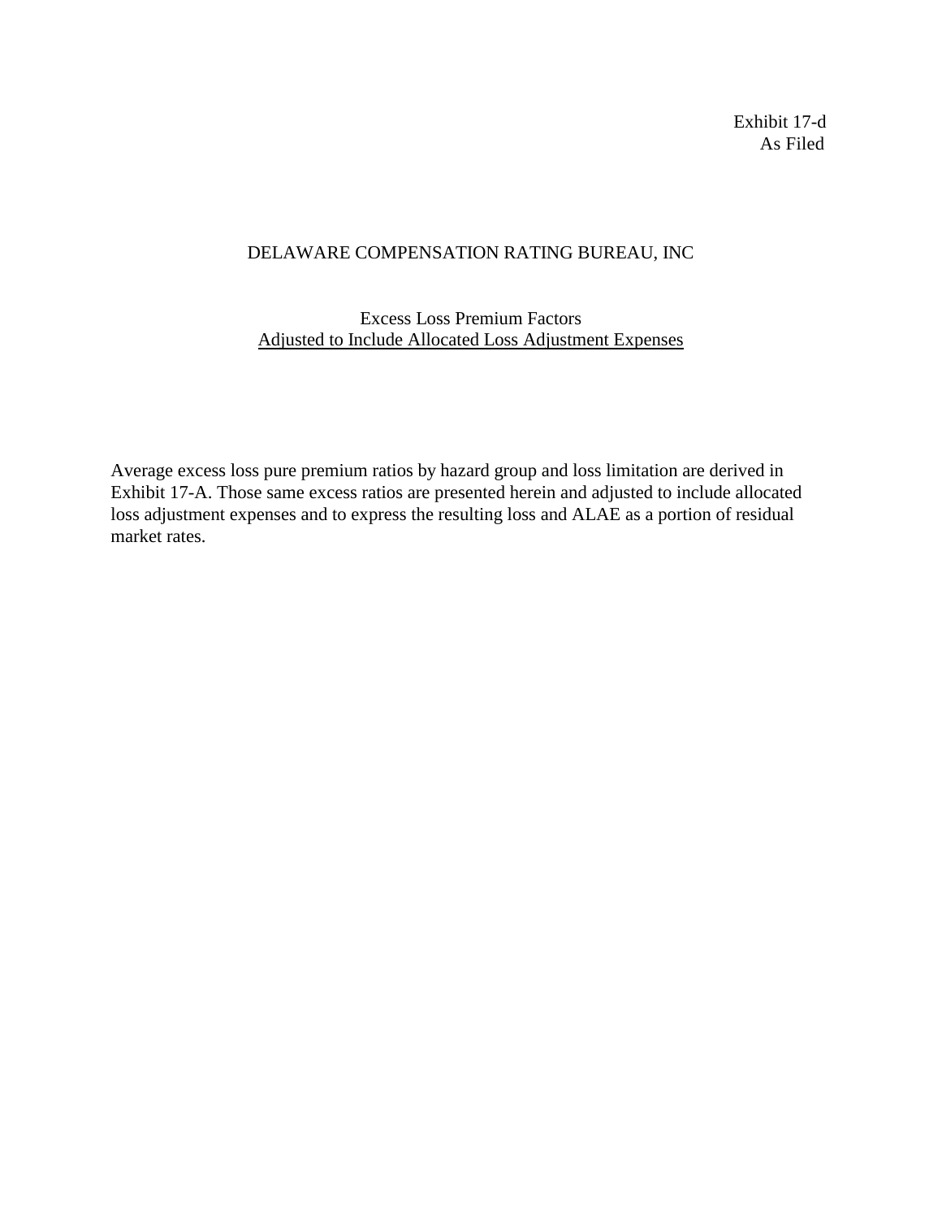Exhibit 17-d
As Filed

# DELAWARE COMPENSATION RATING BUREAU, INC

## Excess Loss Premium Factors
## Adjusted to Include Allocated Loss Adjustment Expenses

Average excess loss pure premium ratios by hazard group and loss limitation are derived in Exhibit 17-A. Those same excess ratios are presented herein and adjusted to include allocated loss adjustment expenses and to express the resulting loss and ALAE as a portion of residual market rates.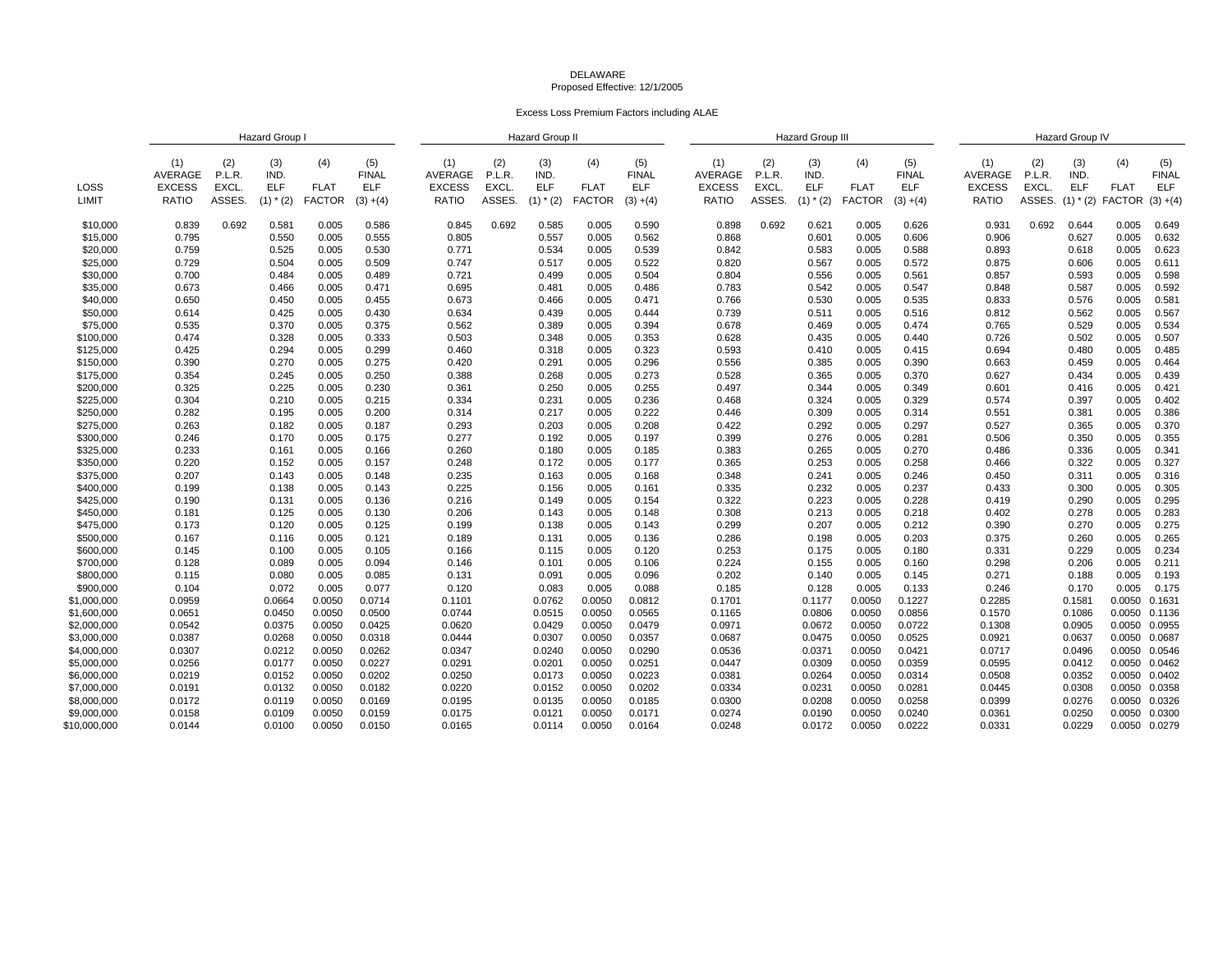DELAWARE

Proposed Effective: 12/1/2005

Excess Loss Premium Factors including ALAE

| LOSS LIMIT | Hazard Group I (1) AVERAGE EXCESS RATIO | (2) P.L.R. EXCL. ASSES. | (3) IND. ELF (1) * (2) | (4) FLAT FACTOR | (5) FINAL ELF (3) +(4) | Hazard Group II (1) AVERAGE EXCESS RATIO | (2) P.L.R. EXCL. ASSES. | (3) IND. ELF (1) * (2) | (4) FLAT FACTOR | (5) FINAL ELF (3) +(4) | Hazard Group III (1) AVERAGE EXCESS RATIO | (2) P.L.R. EXCL. ASSES. | (3) IND. ELF (1) * (2) | (4) FLAT FACTOR | (5) FINAL ELF (3) +(4) | Hazard Group IV (1) AVERAGE EXCESS RATIO | (2) P.L.R. EXCL. ASSES. | (3) IND. ELF (1) * (2) | (4) FLAT FACTOR | (5) FINAL ELF (3) +(4) |
|---|---|---|---|---|---|---|---|---|---|---|---|---|---|---|---|---|---|---|---|---|
| $10,000 | 0.839 | 0.692 | 0.581 | 0.005 | 0.586 | 0.845 | 0.692 | 0.585 | 0.005 | 0.590 | 0.898 | 0.692 | 0.621 | 0.005 | 0.626 | 0.931 | 0.692 | 0.644 | 0.005 | 0.649 |
| $15,000 | 0.795 | | 0.550 | 0.005 | 0.555 | 0.805 | | 0.557 | 0.005 | 0.562 | 0.868 | | 0.601 | 0.005 | 0.606 | 0.906 | | 0.627 | 0.005 | 0.632 |
| $20,000 | 0.759 | | 0.525 | 0.005 | 0.530 | 0.771 | | 0.534 | 0.005 | 0.539 | 0.842 | | 0.583 | 0.005 | 0.588 | 0.893 | | 0.618 | 0.005 | 0.623 |
| $25,000 | 0.729 | | 0.504 | 0.005 | 0.509 | 0.747 | | 0.517 | 0.005 | 0.522 | 0.820 | | 0.567 | 0.005 | 0.572 | 0.875 | | 0.606 | 0.005 | 0.611 |
| $30,000 | 0.700 | | 0.484 | 0.005 | 0.489 | 0.721 | | 0.499 | 0.005 | 0.504 | 0.804 | | 0.556 | 0.005 | 0.561 | 0.857 | | 0.593 | 0.005 | 0.598 |
| $35,000 | 0.673 | | 0.466 | 0.005 | 0.471 | 0.695 | | 0.481 | 0.005 | 0.486 | 0.783 | | 0.542 | 0.005 | 0.547 | 0.848 | | 0.587 | 0.005 | 0.592 |
| $40,000 | 0.650 | | 0.450 | 0.005 | 0.455 | 0.673 | | 0.466 | 0.005 | 0.471 | 0.766 | | 0.530 | 0.005 | 0.535 | 0.833 | | 0.576 | 0.005 | 0.581 |
| $50,000 | 0.614 | | 0.425 | 0.005 | 0.430 | 0.634 | | 0.439 | 0.005 | 0.444 | 0.739 | | 0.511 | 0.005 | 0.516 | 0.812 | | 0.562 | 0.005 | 0.567 |
| $75,000 | 0.535 | | 0.370 | 0.005 | 0.375 | 0.562 | | 0.389 | 0.005 | 0.394 | 0.678 | | 0.469 | 0.005 | 0.474 | 0.765 | | 0.529 | 0.005 | 0.534 |
| $100,000 | 0.474 | | 0.328 | 0.005 | 0.333 | 0.503 | | 0.348 | 0.005 | 0.353 | 0.628 | | 0.435 | 0.005 | 0.440 | 0.726 | | 0.502 | 0.005 | 0.507 |
| $125,000 | 0.425 | | 0.294 | 0.005 | 0.299 | 0.460 | | 0.318 | 0.005 | 0.323 | 0.593 | | 0.410 | 0.005 | 0.415 | 0.694 | | 0.480 | 0.005 | 0.485 |
| $150,000 | 0.390 | | 0.270 | 0.005 | 0.275 | 0.420 | | 0.291 | 0.005 | 0.296 | 0.556 | | 0.385 | 0.005 | 0.390 | 0.663 | | 0.459 | 0.005 | 0.464 |
| $175,000 | 0.354 | | 0.245 | 0.005 | 0.250 | 0.388 | | 0.268 | 0.005 | 0.273 | 0.528 | | 0.365 | 0.005 | 0.370 | 0.627 | | 0.434 | 0.005 | 0.439 |
| $200,000 | 0.325 | | 0.225 | 0.005 | 0.230 | 0.361 | | 0.250 | 0.005 | 0.255 | 0.497 | | 0.344 | 0.005 | 0.349 | 0.601 | | 0.416 | 0.005 | 0.421 |
| $225,000 | 0.304 | | 0.210 | 0.005 | 0.215 | 0.334 | | 0.231 | 0.005 | 0.236 | 0.468 | | 0.324 | 0.005 | 0.329 | 0.574 | | 0.397 | 0.005 | 0.402 |
| $250,000 | 0.282 | | 0.195 | 0.005 | 0.200 | 0.314 | | 0.217 | 0.005 | 0.222 | 0.446 | | 0.309 | 0.005 | 0.314 | 0.551 | | 0.381 | 0.005 | 0.386 |
| $275,000 | 0.263 | | 0.182 | 0.005 | 0.187 | 0.293 | | 0.203 | 0.005 | 0.208 | 0.422 | | 0.292 | 0.005 | 0.297 | 0.527 | | 0.365 | 0.005 | 0.370 |
| $300,000 | 0.246 | | 0.170 | 0.005 | 0.175 | 0.277 | | 0.192 | 0.005 | 0.197 | 0.399 | | 0.276 | 0.005 | 0.281 | 0.506 | | 0.350 | 0.005 | 0.355 |
| $325,000 | 0.233 | | 0.161 | 0.005 | 0.166 | 0.260 | | 0.180 | 0.005 | 0.185 | 0.383 | | 0.265 | 0.005 | 0.270 | 0.486 | | 0.336 | 0.005 | 0.341 |
| $350,000 | 0.220 | | 0.152 | 0.005 | 0.157 | 0.248 | | 0.172 | 0.005 | 0.177 | 0.365 | | 0.253 | 0.005 | 0.258 | 0.466 | | 0.322 | 0.005 | 0.327 |
| $375,000 | 0.207 | | 0.143 | 0.005 | 0.148 | 0.235 | | 0.163 | 0.005 | 0.168 | 0.348 | | 0.241 | 0.005 | 0.246 | 0.450 | | 0.311 | 0.005 | 0.316 |
| $400,000 | 0.199 | | 0.138 | 0.005 | 0.143 | 0.225 | | 0.156 | 0.005 | 0.161 | 0.335 | | 0.232 | 0.005 | 0.237 | 0.433 | | 0.300 | 0.005 | 0.305 |
| $425,000 | 0.190 | | 0.131 | 0.005 | 0.136 | 0.216 | | 0.149 | 0.005 | 0.154 | 0.322 | | 0.223 | 0.005 | 0.228 | 0.419 | | 0.290 | 0.005 | 0.295 |
| $450,000 | 0.181 | | 0.125 | 0.005 | 0.130 | 0.206 | | 0.143 | 0.005 | 0.148 | 0.308 | | 0.213 | 0.005 | 0.218 | 0.402 | | 0.278 | 0.005 | 0.283 |
| $475,000 | 0.173 | | 0.120 | 0.005 | 0.125 | 0.199 | | 0.138 | 0.005 | 0.143 | 0.299 | | 0.207 | 0.005 | 0.212 | 0.390 | | 0.270 | 0.005 | 0.275 |
| $500,000 | 0.167 | | 0.116 | 0.005 | 0.121 | 0.189 | | 0.131 | 0.005 | 0.136 | 0.286 | | 0.198 | 0.005 | 0.203 | 0.375 | | 0.260 | 0.005 | 0.265 |
| $600,000 | 0.145 | | 0.100 | 0.005 | 0.105 | 0.166 | | 0.115 | 0.005 | 0.120 | 0.253 | | 0.175 | 0.005 | 0.180 | 0.331 | | 0.229 | 0.005 | 0.234 |
| $700,000 | 0.128 | | 0.089 | 0.005 | 0.094 | 0.146 | | 0.101 | 0.005 | 0.106 | 0.224 | | 0.155 | 0.005 | 0.160 | 0.298 | | 0.206 | 0.005 | 0.211 |
| $800,000 | 0.115 | | 0.080 | 0.005 | 0.085 | 0.131 | | 0.091 | 0.005 | 0.096 | 0.202 | | 0.140 | 0.005 | 0.145 | 0.271 | | 0.188 | 0.005 | 0.193 |
| $900,000 | 0.104 | | 0.072 | 0.005 | 0.077 | 0.120 | | 0.083 | 0.005 | 0.088 | 0.185 | | 0.128 | 0.005 | 0.133 | 0.246 | | 0.170 | 0.005 | 0.175 |
| $1,000,000 | 0.0959 | | 0.0664 | 0.0050 | 0.0714 | 0.1101 | | 0.0762 | 0.0050 | 0.0812 | 0.1701 | | 0.1177 | 0.0050 | 0.1227 | 0.2285 | | 0.1581 | 0.0050 | 0.1631 |
| $1,600,000 | 0.0651 | | 0.0450 | 0.0050 | 0.0500 | 0.0744 | | 0.0515 | 0.0050 | 0.0565 | 0.1165 | | 0.0806 | 0.0050 | 0.0856 | 0.1570 | | 0.1086 | 0.0050 | 0.1136 |
| $2,000,000 | 0.0542 | | 0.0375 | 0.0050 | 0.0425 | 0.0620 | | 0.0429 | 0.0050 | 0.0479 | 0.0971 | | 0.0672 | 0.0050 | 0.0722 | 0.1308 | | 0.0905 | 0.0050 | 0.0955 |
| $3,000,000 | 0.0387 | | 0.0268 | 0.0050 | 0.0318 | 0.0444 | | 0.0307 | 0.0050 | 0.0357 | 0.0687 | | 0.0475 | 0.0050 | 0.0525 | 0.0921 | | 0.0637 | 0.0050 | 0.0687 |
| $4,000,000 | 0.0307 | | 0.0212 | 0.0050 | 0.0262 | 0.0347 | | 0.0240 | 0.0050 | 0.0290 | 0.0536 | | 0.0371 | 0.0050 | 0.0421 | 0.0717 | | 0.0496 | 0.0050 | 0.0546 |
| $5,000,000 | 0.0256 | | 0.0177 | 0.0050 | 0.0227 | 0.0291 | | 0.0201 | 0.0050 | 0.0251 | 0.0447 | | 0.0309 | 0.0050 | 0.0359 | 0.0595 | | 0.0412 | 0.0050 | 0.0462 |
| $6,000,000 | 0.0219 | | 0.0152 | 0.0050 | 0.0202 | 0.0250 | | 0.0173 | 0.0050 | 0.0223 | 0.0381 | | 0.0264 | 0.0050 | 0.0314 | 0.0508 | | 0.0352 | 0.0050 | 0.0402 |
| $7,000,000 | 0.0191 | | 0.0132 | 0.0050 | 0.0182 | 0.0220 | | 0.0152 | 0.0050 | 0.0202 | 0.0334 | | 0.0231 | 0.0050 | 0.0281 | 0.0445 | | 0.0308 | 0.0050 | 0.0358 |
| $8,000,000 | 0.0172 | | 0.0119 | 0.0050 | 0.0169 | 0.0195 | | 0.0135 | 0.0050 | 0.0185 | 0.0300 | | 0.0208 | 0.0050 | 0.0258 | 0.0399 | | 0.0276 | 0.0050 | 0.0326 |
| $9,000,000 | 0.0158 | | 0.0109 | 0.0050 | 0.0159 | 0.0175 | | 0.0121 | 0.0050 | 0.0171 | 0.0274 | | 0.0190 | 0.0050 | 0.0240 | 0.0361 | | 0.0250 | 0.0050 | 0.0300 |
| $10,000,000 | 0.0144 | | 0.0100 | 0.0050 | 0.0150 | 0.0165 | | 0.0114 | 0.0050 | 0.0164 | 0.0248 | | 0.0172 | 0.0050 | 0.0222 | 0.0331 | | 0.0229 | 0.0050 | 0.0279 |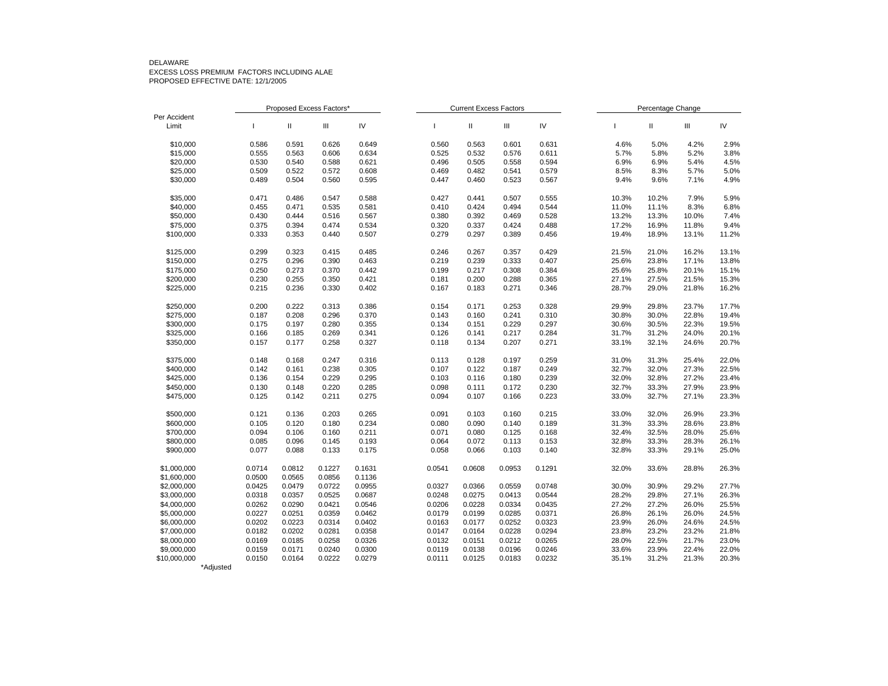DELAWARE
EXCESS LOSS PREMIUM FACTORS INCLUDING ALAE
PROPOSED EFFECTIVE DATE: 12/1/2005

| | Proposed Excess Factors* | | | | Current Excess Factors | | | | Percentage Change | | | |
|---|---|---|---|---|---|---|---|---|---|---|---|---|
| Per Accident Limit | I | II | III | IV | I | II | III | IV | I | II | III | IV |
| $10,000 | 0.586 | 0.591 | 0.626 | 0.649 | 0.560 | 0.563 | 0.601 | 0.631 | 4.6% | 5.0% | 4.2% | 2.9% |
| $15,000 | 0.555 | 0.563 | 0.606 | 0.634 | 0.525 | 0.532 | 0.576 | 0.611 | 5.7% | 5.8% | 5.2% | 3.8% |
| $20,000 | 0.530 | 0.540 | 0.588 | 0.621 | 0.496 | 0.505 | 0.558 | 0.594 | 6.9% | 6.9% | 5.4% | 4.5% |
| $25,000 | 0.509 | 0.522 | 0.572 | 0.608 | 0.469 | 0.482 | 0.541 | 0.579 | 8.5% | 8.3% | 5.7% | 5.0% |
| $30,000 | 0.489 | 0.504 | 0.560 | 0.595 | 0.447 | 0.460 | 0.523 | 0.567 | 9.4% | 9.6% | 7.1% | 4.9% |
| $35,000 | 0.471 | 0.486 | 0.547 | 0.588 | 0.427 | 0.441 | 0.507 | 0.555 | 10.3% | 10.2% | 7.9% | 5.9% |
| $40,000 | 0.455 | 0.471 | 0.535 | 0.581 | 0.410 | 0.424 | 0.494 | 0.544 | 11.0% | 11.1% | 8.3% | 6.8% |
| $50,000 | 0.430 | 0.444 | 0.516 | 0.567 | 0.380 | 0.392 | 0.469 | 0.528 | 13.2% | 13.3% | 10.0% | 7.4% |
| $75,000 | 0.375 | 0.394 | 0.474 | 0.534 | 0.320 | 0.337 | 0.424 | 0.488 | 17.2% | 16.9% | 11.8% | 9.4% |
| $100,000 | 0.333 | 0.353 | 0.440 | 0.507 | 0.279 | 0.297 | 0.389 | 0.456 | 19.4% | 18.9% | 13.1% | 11.2% |
| $125,000 | 0.299 | 0.323 | 0.415 | 0.485 | 0.246 | 0.267 | 0.357 | 0.429 | 21.5% | 21.0% | 16.2% | 13.1% |
| $150,000 | 0.275 | 0.296 | 0.390 | 0.463 | 0.219 | 0.239 | 0.333 | 0.407 | 25.6% | 23.8% | 17.1% | 13.8% |
| $175,000 | 0.250 | 0.273 | 0.370 | 0.442 | 0.199 | 0.217 | 0.308 | 0.384 | 25.6% | 25.8% | 20.1% | 15.1% |
| $200,000 | 0.230 | 0.255 | 0.350 | 0.421 | 0.181 | 0.200 | 0.288 | 0.365 | 27.1% | 27.5% | 21.5% | 15.3% |
| $225,000 | 0.215 | 0.236 | 0.330 | 0.402 | 0.167 | 0.183 | 0.271 | 0.346 | 28.7% | 29.0% | 21.8% | 16.2% |
| $250,000 | 0.200 | 0.222 | 0.313 | 0.386 | 0.154 | 0.171 | 0.253 | 0.328 | 29.9% | 29.8% | 23.7% | 17.7% |
| $275,000 | 0.187 | 0.208 | 0.296 | 0.370 | 0.143 | 0.160 | 0.241 | 0.310 | 30.8% | 30.0% | 22.8% | 19.4% |
| $300,000 | 0.175 | 0.197 | 0.280 | 0.355 | 0.134 | 0.151 | 0.229 | 0.297 | 30.6% | 30.5% | 22.3% | 19.5% |
| $325,000 | 0.166 | 0.185 | 0.269 | 0.341 | 0.126 | 0.141 | 0.217 | 0.284 | 31.7% | 31.2% | 24.0% | 20.1% |
| $350,000 | 0.157 | 0.177 | 0.258 | 0.327 | 0.118 | 0.134 | 0.207 | 0.271 | 33.1% | 32.1% | 24.6% | 20.7% |
| $375,000 | 0.148 | 0.168 | 0.247 | 0.316 | 0.113 | 0.128 | 0.197 | 0.259 | 31.0% | 31.3% | 25.4% | 22.0% |
| $400,000 | 0.142 | 0.161 | 0.238 | 0.305 | 0.107 | 0.122 | 0.187 | 0.249 | 32.7% | 32.0% | 27.3% | 22.5% |
| $425,000 | 0.136 | 0.154 | 0.229 | 0.295 | 0.103 | 0.116 | 0.180 | 0.239 | 32.0% | 32.8% | 27.2% | 23.4% |
| $450,000 | 0.130 | 0.148 | 0.220 | 0.285 | 0.098 | 0.111 | 0.172 | 0.230 | 32.7% | 33.3% | 27.9% | 23.9% |
| $475,000 | 0.125 | 0.142 | 0.211 | 0.275 | 0.094 | 0.107 | 0.166 | 0.223 | 33.0% | 32.7% | 27.1% | 23.3% |
| $500,000 | 0.121 | 0.136 | 0.203 | 0.265 | 0.091 | 0.103 | 0.160 | 0.215 | 33.0% | 32.0% | 26.9% | 23.3% |
| $600,000 | 0.105 | 0.120 | 0.180 | 0.234 | 0.080 | 0.090 | 0.140 | 0.189 | 31.3% | 33.3% | 28.6% | 23.8% |
| $700,000 | 0.094 | 0.106 | 0.160 | 0.211 | 0.071 | 0.080 | 0.125 | 0.168 | 32.4% | 32.5% | 28.0% | 25.6% |
| $800,000 | 0.085 | 0.096 | 0.145 | 0.193 | 0.064 | 0.072 | 0.113 | 0.153 | 32.8% | 33.3% | 28.3% | 26.1% |
| $900,000 | 0.077 | 0.088 | 0.133 | 0.175 | 0.058 | 0.066 | 0.103 | 0.140 | 32.8% | 33.3% | 29.1% | 25.0% |
| $1,000,000 | 0.0714 | 0.0812 | 0.1227 | 0.1631 | 0.0541 | 0.0608 | 0.0953 | 0.1291 | 32.0% | 33.6% | 28.8% | 26.3% |
| $1,600,000 | 0.0500 | 0.0565 | 0.0856 | 0.1136 | | | | | | | | |
| $2,000,000 | 0.0425 | 0.0479 | 0.0722 | 0.0955 | 0.0327 | 0.0366 | 0.0559 | 0.0748 | 30.0% | 30.9% | 29.2% | 27.7% |
| $3,000,000 | 0.0318 | 0.0357 | 0.0525 | 0.0687 | 0.0248 | 0.0275 | 0.0413 | 0.0544 | 28.2% | 29.8% | 27.1% | 26.3% |
| $4,000,000 | 0.0262 | 0.0290 | 0.0421 | 0.0546 | 0.0206 | 0.0228 | 0.0334 | 0.0435 | 27.2% | 27.2% | 26.0% | 25.5% |
| $5,000,000 | 0.0227 | 0.0251 | 0.0359 | 0.0462 | 0.0179 | 0.0199 | 0.0285 | 0.0371 | 26.8% | 26.1% | 26.0% | 24.5% |
| $6,000,000 | 0.0202 | 0.0223 | 0.0314 | 0.0402 | 0.0163 | 0.0177 | 0.0252 | 0.0323 | 23.9% | 26.0% | 24.6% | 24.5% |
| $7,000,000 | 0.0182 | 0.0202 | 0.0281 | 0.0358 | 0.0147 | 0.0164 | 0.0228 | 0.0294 | 23.8% | 23.2% | 23.2% | 21.8% |
| $8,000,000 | 0.0169 | 0.0185 | 0.0258 | 0.0326 | 0.0132 | 0.0151 | 0.0212 | 0.0265 | 28.0% | 22.5% | 21.7% | 23.0% |
| $9,000,000 | 0.0159 | 0.0171 | 0.0240 | 0.0300 | 0.0119 | 0.0138 | 0.0196 | 0.0246 | 33.6% | 23.9% | 22.4% | 22.0% |
| $10,000,000 | 0.0150 | 0.0164 | 0.0222 | 0.0279 | 0.0111 | 0.0125 | 0.0183 | 0.0232 | 35.1% | 31.2% | 21.3% | 20.3% |

*Adjusted